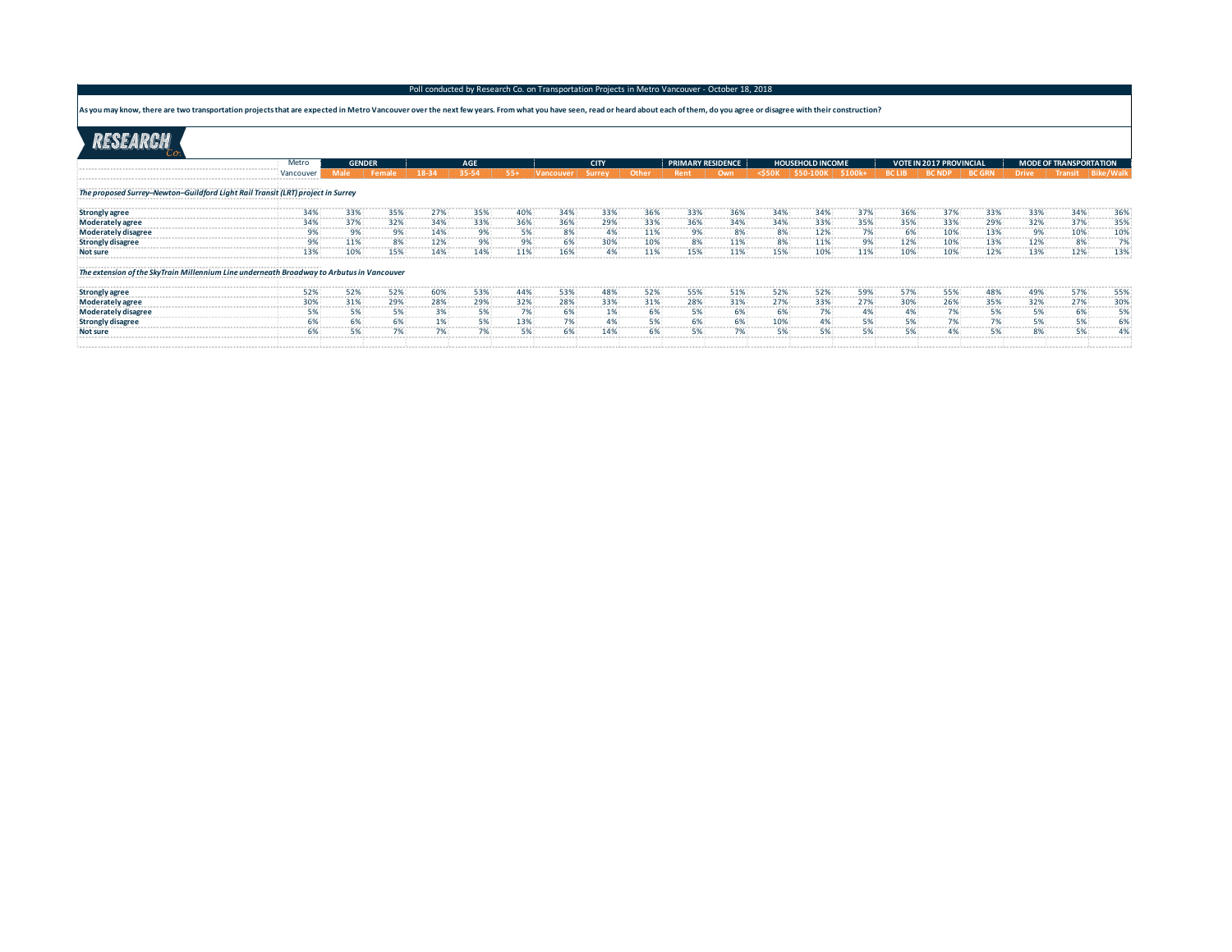Poll conducted by Research Co. on Transportation Projects in Metro Vancouver - October 18, 2018

**As you may know, there are two transportation projects that are expected in Metro Vancouver over the next few years. From what you have seen, read or heard about each of them, do you agree or disagree with their construction?**

RESEARCH Co.

| | Metro Vancouver | GENDER | | AGE | | | CITY | | | PRIMARY RESIDENCE | | HOUSEHOLD INCOME | | | VOTE IN 2017 PROVINCIAL | | | MODE OF TRANSPORTATION | | |
|---|---|---|---|---|---|---|---|---|---|---|---|---|---|---|---|---|---|---|---|---|
| | | Male | Female | 18-34 | 35-54 | 55+ | Vancouver | Surrey | Other | Rent | Own | <$50K | $50-100K | $100k+ | BC LIB | BC NDP | BC GRN | Drive | Transit | Bike/Walk |
| ***The proposed Surrey–Newton–Guildford Light Rail Transit (LRT) project in Surrey*** | | | | | | | | | | | | | | | | | | | | |
| **Strongly agree** | 34% | 33% | 35% | 27% | 35% | 40% | 34% | 33% | 36% | 33% | 36% | 34% | 34% | 37% | 36% | 37% | 33% | 33% | 34% | 36% |
| **Moderately agree** | 34% | 37% | 32% | 34% | 33% | 36% | 36% | 29% | 33% | 36% | 34% | 34% | 33% | 35% | 35% | 33% | 29% | 32% | 37% | 35% |
| **Moderately disagree** | 9% | 9% | 9% | 14% | 9% | 5% | 8% | 4% | 11% | 9% | 8% | 8% | 12% | 7% | 6% | 10% | 13% | 9% | 10% | 10% |
| **Strongly disagree** | 9% | 11% | 8% | 12% | 9% | 9% | 6% | 30% | 10% | 8% | 11% | 8% | 11% | 9% | 12% | 10% | 13% | 12% | 8% | 7% |
| **Not sure** | 13% | 10% | 15% | 14% | 14% | 11% | 16% | 4% | 11% | 15% | 11% | 15% | 10% | 11% | 10% | 10% | 12% | 13% | 12% | 13% |
| ***The extension of the SkyTrain Millennium Line underneath Broadway to Arbutus in Vancouver*** | | | | | | | | | | | | | | | | | | | | |
| **Strongly agree** | 52% | 52% | 52% | 60% | 53% | 44% | 53% | 48% | 52% | 55% | 51% | 52% | 52% | 59% | 57% | 55% | 48% | 49% | 57% | 55% |
| **Moderately agree** | 30% | 31% | 29% | 28% | 29% | 32% | 28% | 33% | 31% | 28% | 31% | 27% | 33% | 27% | 30% | 26% | 35% | 32% | 27% | 30% |
| **Moderately disagree** | 5% | 5% | 5% | 3% | 5% | 7% | 6% | 1% | 6% | 5% | 6% | 6% | 7% | 4% | 4% | 7% | 5% | 5% | 6% | 5% |
| **Strongly disagree** | 6% | 6% | 6% | 1% | 5% | 13% | 7% | 4% | 5% | 6% | 6% | 10% | 4% | 5% | 5% | 7% | 7% | 5% | 5% | 6% |
| **Not sure** | 6% | 5% | 7% | 7% | 7% | 5% | 6% | 14% | 6% | 5% | 7% | 5% | 5% | 5% | 5% | 4% | 5% | 8% | 5% | 4% |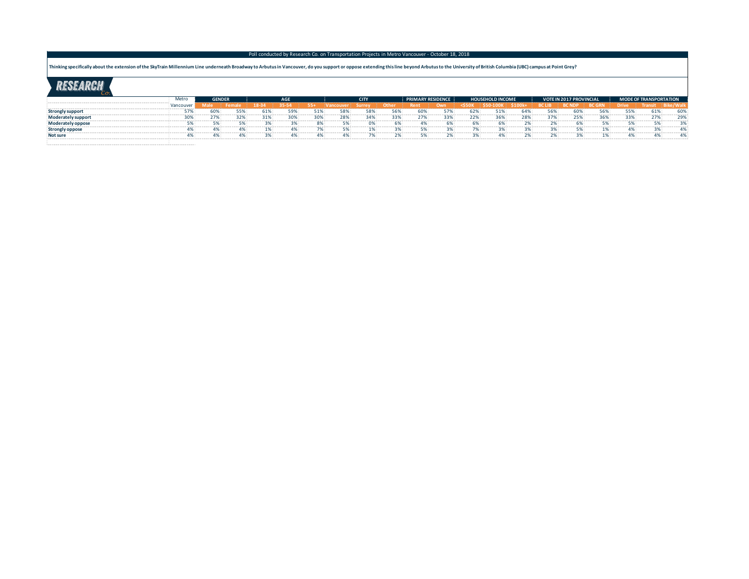Poll conducted by Research Co. on Transportation Projects in Metro Vancouver - October 18, 2018

**Thinking specifically about the extension of the SkyTrain Millennium Line underneath Broadway to Arbutus in Vancouver, do you support or oppose extending this line beyond Arbutus to the University of British Columbia (UBC) campus at Point Grey?**

RESEARCH Co.

| | Metro Vancouver | GENDER | | AGE | | | CITY | | | PRIMARY RESIDENCE | | HOUSEHOLD INCOME | | | VOTE IN 2017 PROVINCIAL | | | MODE OF TRANSPORTATION | | |
|---|---|---|---|---|---|---|---|---|---|---|---|---|---|---|---|---|---|---|---|---|
| | | Male | Female | 18-34 | 35-54 | 55+ | Vancouver | Surrey | Other | Rent | Own | <$50K | $50-100K | $100k+ | BC LIB | BC NDP | BC GRN | Drive | Transit | Bike/Walk |
| **Strongly support** | 57% | 60% | 55% | 61% | 59% | 51% | 58% | 58% | 56% | 60% | 57% | 62% | 51% | 64% | 56% | 60% | 56% | 55% | 61% | 60% |
| **Moderately support** | 30% | 27% | 32% | 31% | 30% | 30% | 28% | 34% | 33% | 27% | 33% | 22% | 36% | 28% | 37% | 25% | 36% | 33% | 27% | 29% |
| **Moderately oppose** | 5% | 5% | 5% | 3% | 3% | 8% | 5% | 0% | 6% | 4% | 6% | 6% | 6% | 2% | 2% | 6% | 5% | 5% | 5% | 3% |
| **Strongly oppose** | 4% | 4% | 4% | 1% | 4% | 7% | 5% | 1% | 3% | 5% | 3% | 7% | 3% | 3% | 3% | 5% | 1% | 4% | 3% | 4% |
| **Not sure** | 4% | 4% | 4% | 3% | 4% | 4% | 4% | 7% | 2% | 5% | 2% | 3% | 4% | 2% | 2% | 3% | 1% | 4% | 4% | 4% |